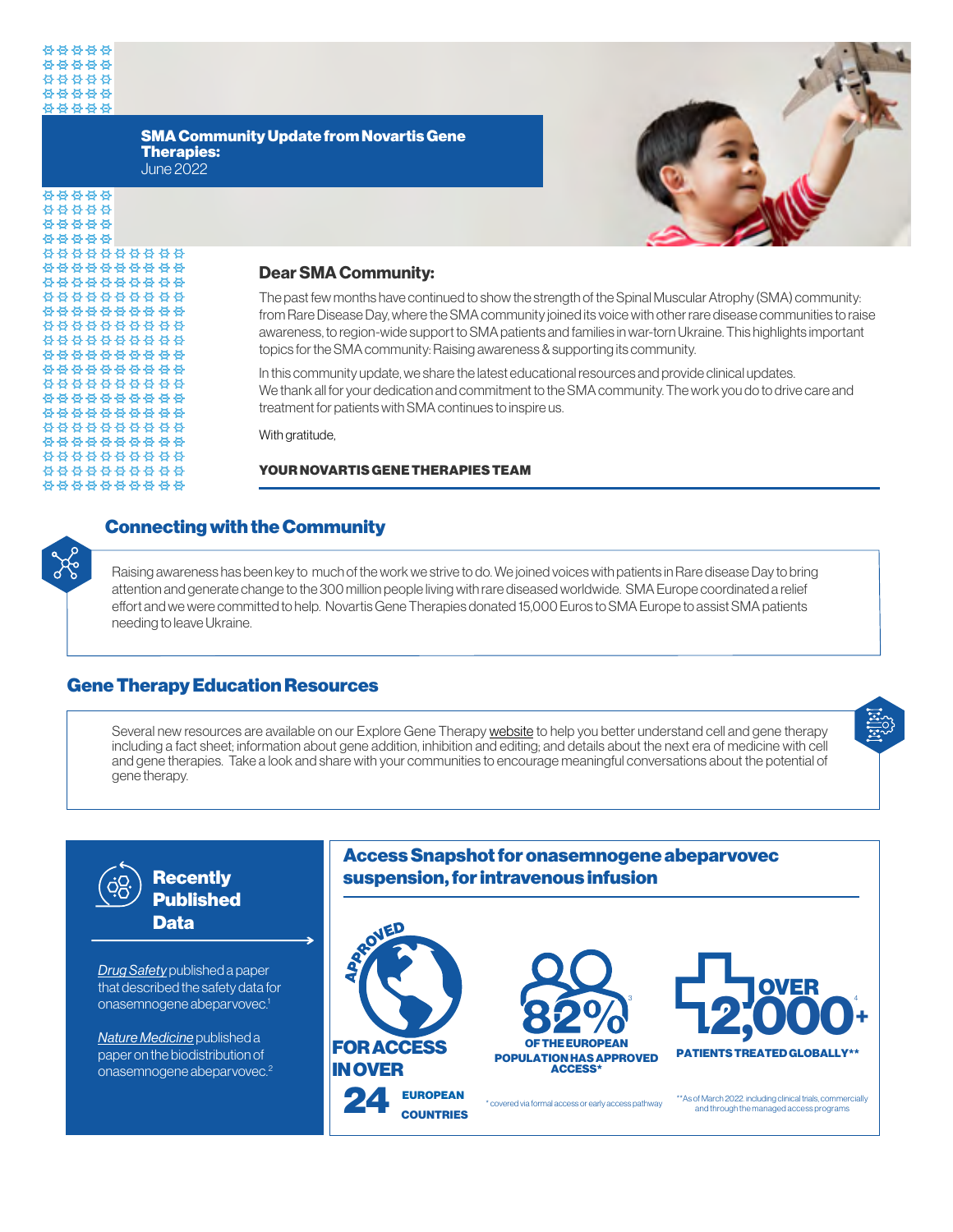**SMA Community Update from Novartis Gene Therapies:**
June 2022

### Dear SMA Community:

The past few months have continued to show the strength of the Spinal Muscular Atrophy (SMA) community: from Rare Disease Day, where the SMA community joined its voice with other rare disease communities to raise awareness, to region-wide support to SMA patients and families in war-torn Ukraine. This highlights important topics for the SMA community: Raising awareness & supporting its community.

In this community update, we share the latest educational resources and provide clinical updates. We thank all for your dedication and commitment to the SMA community. The work you do to drive care and treatment for patients with SMA continues to inspire us.

With gratitude,

**YOUR NOVARTIS GENE THERAPIES TEAM**

## Connecting with the Community

Raising awareness has been key to much of the work we strive to do. We joined voices with patients in Rare disease Day to bring attention and generate change to the 300 million people living with rare diseased worldwide. SMA Europe coordinated a relief effort and we were committed to help. Novartis Gene Therapies donated 15,000 Euros to SMA Europe to assist SMA patients needing to leave Ukraine.

## Gene Therapy Education Resources

Several new resources are available on our Explore Gene Therapy website to help you better understand cell and gene therapy including a fact sheet; information about gene addition, inhibition and editing; and details about the next era of medicine with cell and gene therapies. Take a look and share with your communities to encourage meaningful conversations about the potential of gene therapy.

## Recently Published Data

*Drug Safety* published a paper that described the safety data for onasemnogene abeparvovec.[1]

*Nature Medicine* published a paper on the biodistribution of onasemnogene abeparvovec.[2]

## Access Snapshot for onasemnogene abeparvovec suspension, for intravenous infusion

**APPROVED FOR ACCESS IN OVER 24 EUROPEAN COUNTRIES**

**82%**[3] **OF THE EUROPEAN POPULATION HAS APPROVED ACCESS***

**OVER 2,000+**[4] **PATIENTS TREATED GLOBALLY****

* covered via formal access or early access pathway

**As of March 2022 including clinical trials, commercially and through the managed access programs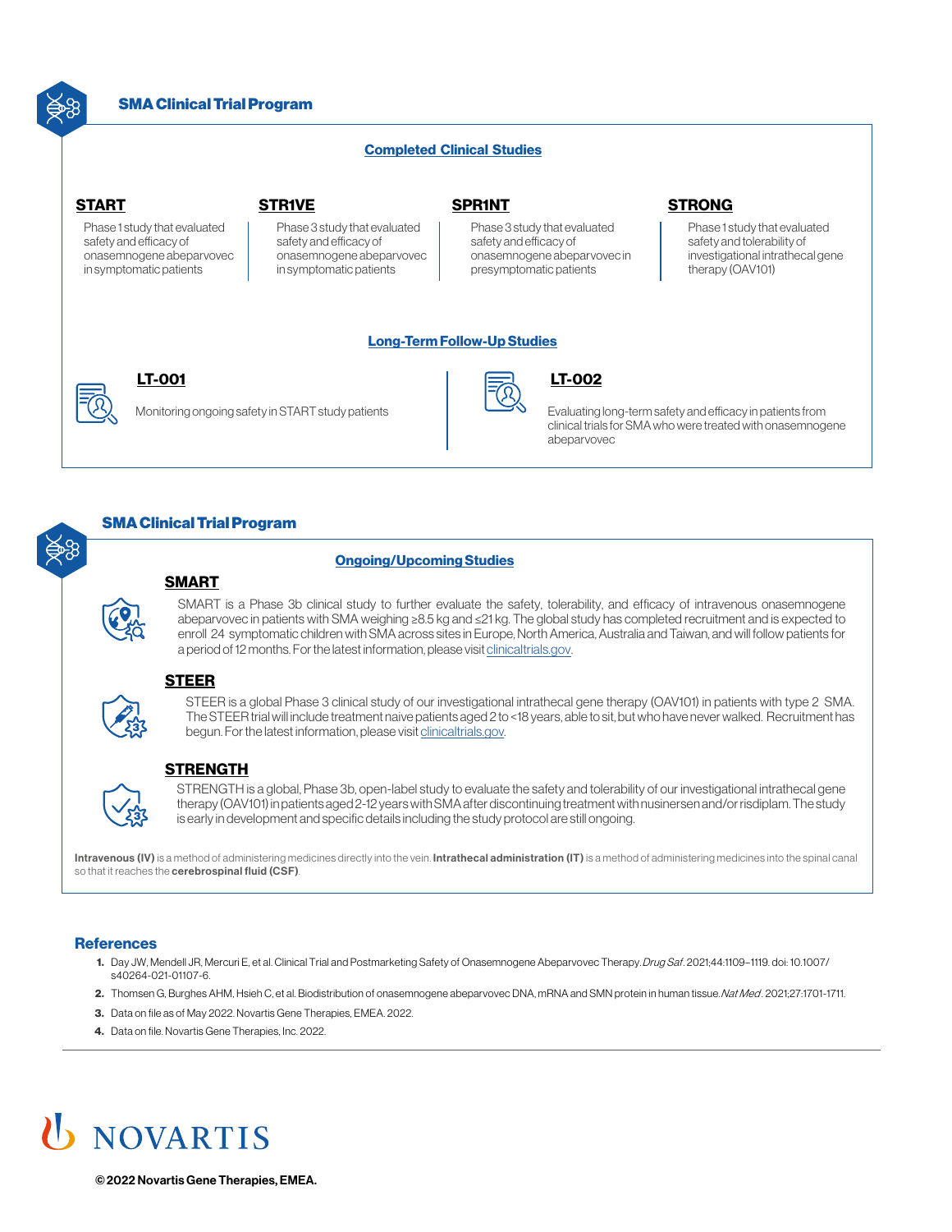## SMA Clinical Trial Program

### Completed Clinical Studies

**START**

Phase 1 study that evaluated safety and efficacy of onasemnogene abeparvovec in symptomatic patients

**STR1VE**

Phase 3 study that evaluated safety and efficacy of onasemnogene abeparvovec in symptomatic patients

**SPR1NT**

Phase 3 study that evaluated safety and efficacy of onasemnogene abeparvovec in presymptomatic patients

**STRONG**

Phase 1 study that evaluated safety and tolerability of investigational intrathecal gene therapy (OAV101)

### Long-Term Follow-Up Studies

**LT-001**

Monitoring ongoing safety in START study patients

**LT-002**

Evaluating long-term safety and efficacy in patients from clinical trials for SMA who were treated with onasemnogene abeparvovec

## SMA Clinical Trial Program

### Ongoing/Upcoming Studies

**SMART**

SMART is a Phase 3b clinical study to further evaluate the safety, tolerability, and efficacy of intravenous onasemnogene abeparvovec in patients with SMA weighing ≥8.5 kg and ≤21 kg. The global study has completed recruitment and is expected to enroll 24 symptomatic children with SMA across sites in Europe, North America, Australia and Taiwan, and will follow patients for a period of 12 months. For the latest information, please visit clinicaltrials.gov.

**STEER**

STEER is a global Phase 3 clinical study of our investigational intrathecal gene therapy (OAV101) in patients with type 2 SMA. The STEER trial will include treatment naive patients aged 2 to <18 years, able to sit, but who have never walked. Recruitment has begun. For the latest information, please visit clinicaltrials.gov.

**STRENGTH**

STRENGTH is a global, Phase 3b, open-label study to evaluate the safety and tolerability of our investigational intrathecal gene therapy (OAV101) in patients aged 2-12 years with SMA after discontinuing treatment with nusinersen and/or risdiplam. The study is early in development and specific details including the study protocol are still ongoing.

**Intravenous (IV)** is a method of administering medicines directly into the vein. **Intrathecal administration (IT)** is a method of administering medicines into the spinal canal so that it reaches the **cerebrospinal fluid (CSF)**.

## References

1. Day JW, Mendell JR, Mercuri E, et al. Clinical Trial and Postmarketing Safety of Onasemnogene Abeparvovec Therapy. *Drug Saf*. 2021;44:1109–1119. doi: 10.1007/s40264-021-01107-6.
2. Thomsen G, Burghes AHM, Hsieh C, et al. Biodistribution of onasemnogene abeparvovec DNA, mRNA and SMN protein in human tissue. *Nat Med*. 2021;27:1701-1711.
3. Data on file as of May 2022. Novartis Gene Therapies, EMEA. 2022.
4. Data on file. Novartis Gene Therapies, Inc. 2022.

NOVARTIS

**© 2022 Novartis Gene Therapies, EMEA.**